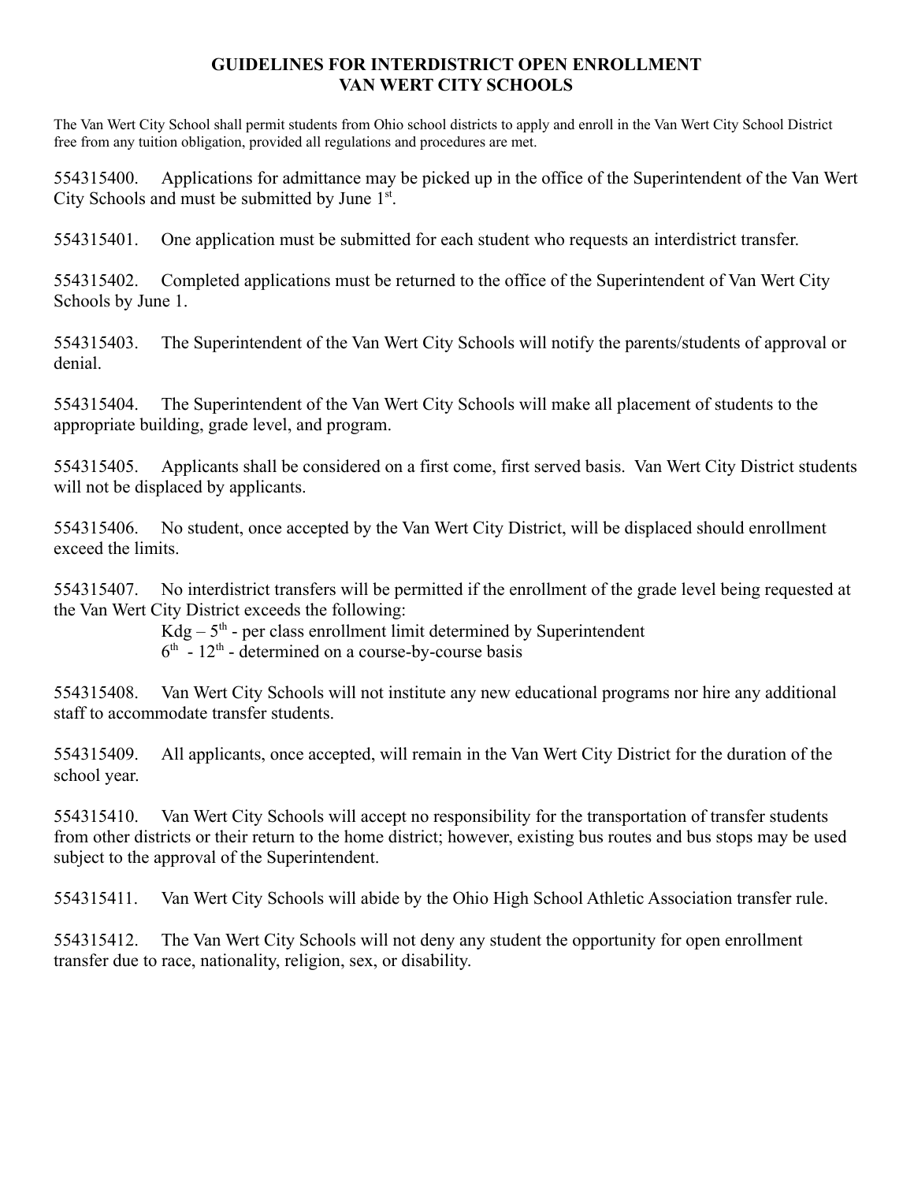# GUIDELINES FOR INTERDISTRICT OPEN ENROLLMENT
# VAN WERT CITY SCHOOLS

The Van Wert City School shall permit students from Ohio school districts to apply and enroll in the Van Wert City School District free from any tuition obligation, provided all regulations and procedures are met.

554315400. Applications for admittance may be picked up in the office of the Superintendent of the Van Wert City Schools and must be submitted by June 1st.

554315401. One application must be submitted for each student who requests an interdistrict transfer.

554315402. Completed applications must be returned to the office of the Superintendent of Van Wert City Schools by June 1.

554315403. The Superintendent of the Van Wert City Schools will notify the parents/students of approval or denial.

554315404. The Superintendent of the Van Wert City Schools will make all placement of students to the appropriate building, grade level, and program.

554315405. Applicants shall be considered on a first come, first served basis. Van Wert City District students will not be displaced by applicants.

554315406. No student, once accepted by the Van Wert City District, will be displaced should enrollment exceed the limits.

554315407. No interdistrict transfers will be permitted if the enrollment of the grade level being requested at the Van Wert City District exceeds the following:

Kdg – 5th - per class enrollment limit determined by Superintendent
6th - 12th - determined on a course-by-course basis

554315408. Van Wert City Schools will not institute any new educational programs nor hire any additional staff to accommodate transfer students.

554315409. All applicants, once accepted, will remain in the Van Wert City District for the duration of the school year.

554315410. Van Wert City Schools will accept no responsibility for the transportation of transfer students from other districts or their return to the home district; however, existing bus routes and bus stops may be used subject to the approval of the Superintendent.

554315411. Van Wert City Schools will abide by the Ohio High School Athletic Association transfer rule.

554315412. The Van Wert City Schools will not deny any student the opportunity for open enrollment transfer due to race, nationality, religion, sex, or disability.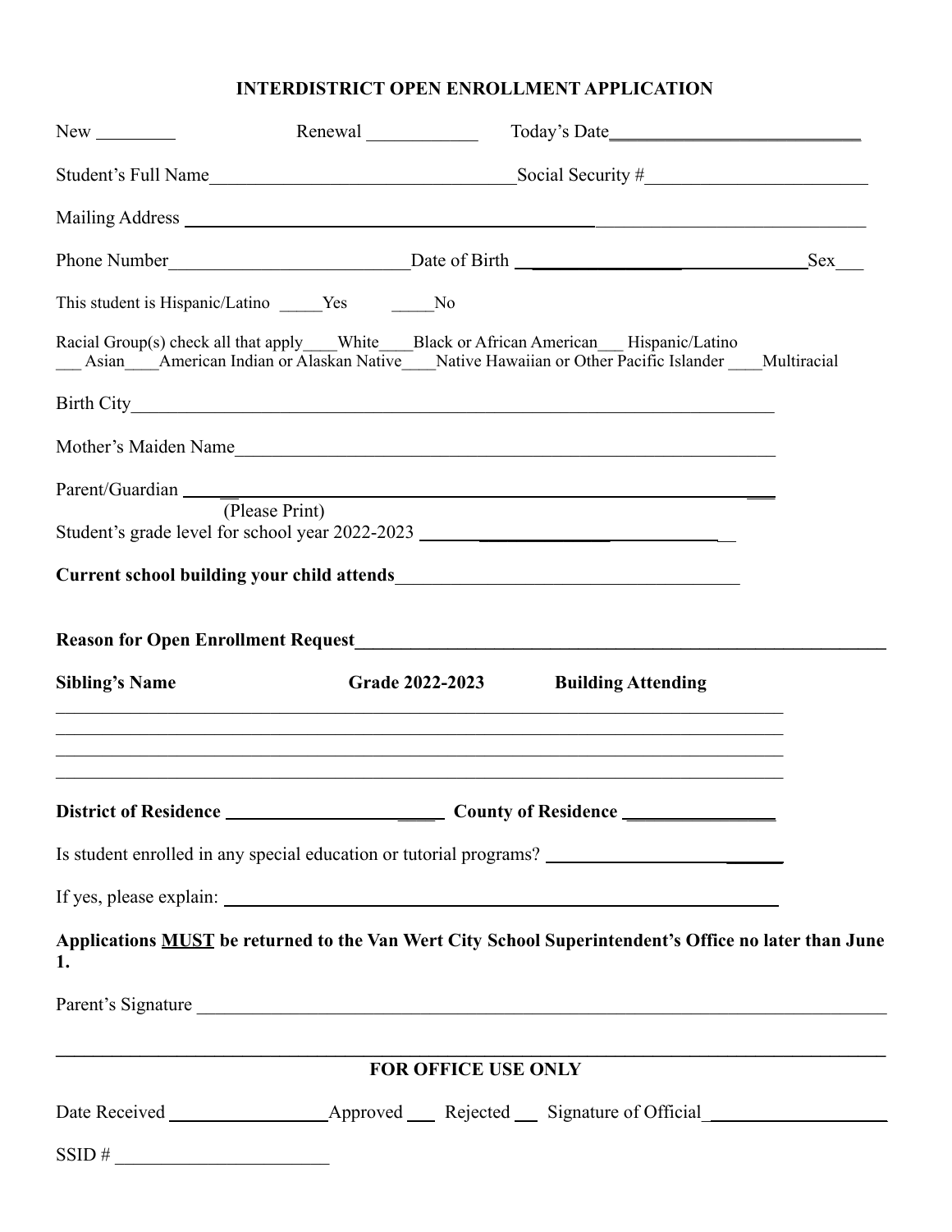# INTERDISTRICT OPEN ENROLLMENT APPLICATION

New ________ Renewal ____________ Today's Date__________________________

Student's Full Name________________________________Social Security #________________________

Mailing Address ____________________________________________________________

Phone Number_________________________Date of Birth ______________________________Sex___

This student is Hispanic/Latino _____Yes _____No

Racial Group(s) check all that apply____White____Black or African American___ Hispanic/Latino
___ Asian____American Indian or Alaskan Native____Native Hawaiian or Other Pacific Islander ____Multiracial

Birth City_____________________________________________________________________

Mother's Maiden Name___________________________________________________________

Parent/Guardian ________________________________________________________________
(Please Print)

Student's grade level for school year 2022-2023 ______________________________________

**Current school building your child attends**_____________________________________

**Reason for Open Enrollment Request**________________________________________________

| **Sibling's Name** | **Grade 2022-2023** | **Building Attending** |
|---|---|---|
| | | |
| | | |
| | | |
| | | |

**District of Residence** ______________________ **County of Residence** ________________

Is student enrolled in any special education or tutorial programs? ___________________________

If yes, please explain: ____________________________________________________________

**Applications MUST be returned to the Van Wert City School Superintendent's Office no later than June 1.**

Parent's Signature ______________________________________________________________

---

**FOR OFFICE USE ONLY**

Date Received _________________Approved ___ Rejected ___ Signature of Official ____________________

SSID # ______________________